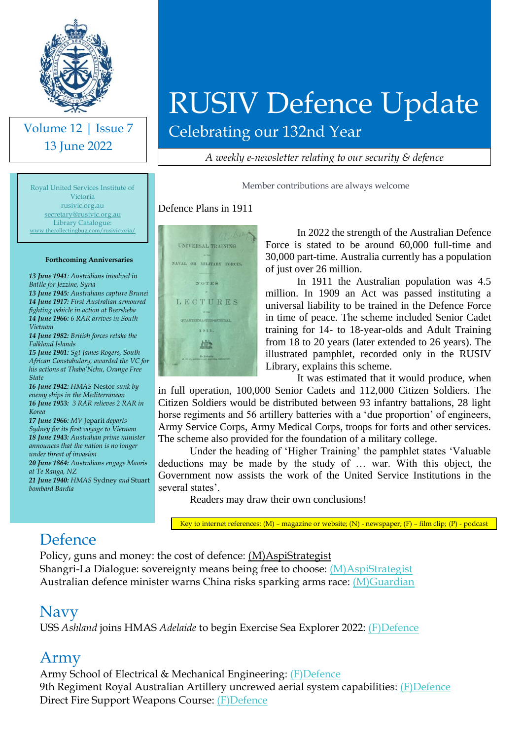# RUSIV Defence Update

Celebrating our 132nd Year

*A weekly e-newsletter relating to our security & defence*

Volume 12 | Issue 7
13 June 2022

Royal United Services Institute of Victoria
rusivic.org.au
secretary@rusivic.org.au
Library Catalogue:
www.thecollectingbug.com/rusivictoria/

**Forthcoming Anniversaries**

***13 June 1941****: Australians involved in Battle for Jezzine, Syria*
***13 June 1945:*** *Australians capture Brunei*
***14 June 1917:*** *First Australian armoured fighting vehicle in action at Beersheba*
***14 June 1966:*** *6 RAR arrives in South Vietnam*
***14 June 1982:*** *British forces retake the Falkland Islands*
***15 June 1901:*** *Sgt James Rogers, South African Constabulary, awarded the VC for his actions at Thaba'Nchu, Orange Free State*
***16 June 1942:*** *HMAS* Nestor *sunk by enemy ships in the Mediterranean*
***16 June 1953:*** *3 RAR relieves 2 RAR in Korea*
***17 June 1966:*** *MV* Jeparit *departs Sydney for its first voyage to Vietnam*
***18 June 1943:*** *Australian prime minister announces that the nation is no longer under threat of invasion*
***20 June 1864:*** *Australians engage Maoris at Te Ranga, NZ*
***21 June 1940:*** *HMAS* Sydney *and* Stuart *bombard Bardia*

Member contributions are always welcome

Defence Plans in 1911

In 2022 the strength of the Australian Defence Force is stated to be around 60,000 full-time and 30,000 part-time. Australia currently has a population of just over 26 million.

In 1911 the Australian population was 4.5 million. In 1909 an Act was passed instituting a universal liability to be trained in the Defence Force in time of peace. The scheme included Senior Cadet training for 14- to 18-year-olds and Adult Training from 18 to 20 years (later extended to 26 years). The illustrated pamphlet, recorded only in the RUSIV Library, explains this scheme.

It was estimated that it would produce, when in full operation, 100,000 Senior Cadets and 112,000 Citizen Soldiers. The Citizen Soldiers would be distributed between 93 infantry battalions, 28 light horse regiments and 56 artillery batteries with a 'due proportion' of engineers, Army Service Corps, Army Medical Corps, troops for forts and other services. The scheme also provided for the foundation of a military college.

Under the heading of 'Higher Training' the pamphlet states 'Valuable deductions may be made by the study of … war. With this object, the Government now assists the work of the United Service Institutions in the several states'.

Readers may draw their own conclusions!

Key to internet references: (M) – magazine or website; (N) - newspaper; (F) – film clip; (P) - podcast

## Defence

Policy, guns and money: the cost of defence: (M)AspiStrategist
Shangri-La Dialogue: sovereignty means being free to choose: (M)AspiStrategist
Australian defence minister warns China risks sparking arms race: (M)Guardian

## Navy

USS *Ashland* joins HMAS *Adelaide* to begin Exercise Sea Explorer 2022: (F)Defence

## Army

Army School of Electrical & Mechanical Engineering: (F)Defence
9th Regiment Royal Australian Artillery uncrewed aerial system capabilities: (F)Defence
Direct Fire Support Weapons Course: (F)Defence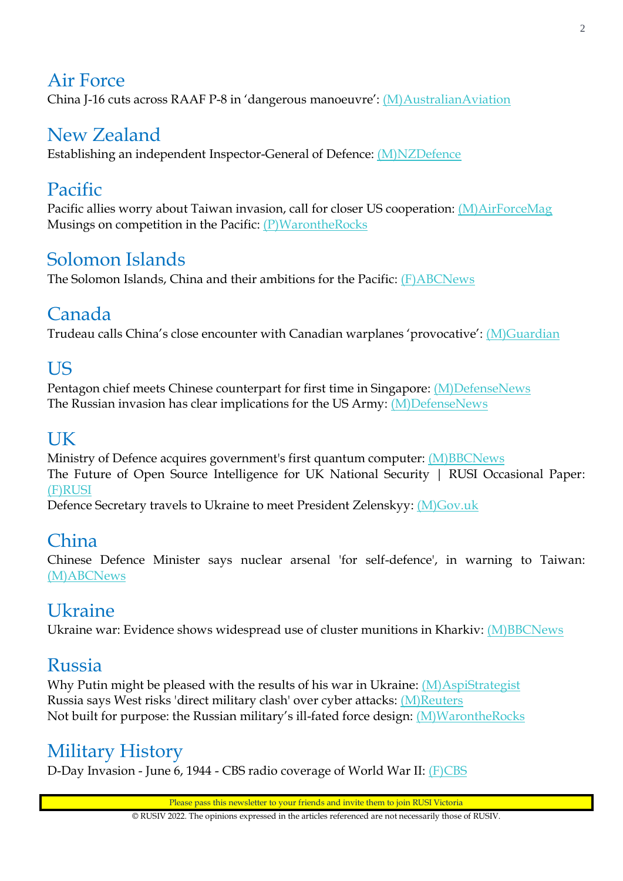## Air Force

China J-16 cuts across RAAF P-8 in 'dangerous manoeuvre': (M)AustralianAviation

## New Zealand

Establishing an independent Inspector-General of Defence: (M)NZDefence

## Pacific

Pacific allies worry about Taiwan invasion, call for closer US cooperation: (M)AirForceMag
Musings on competition in the Pacific: (P)WarontheRocks

## Solomon Islands

The Solomon Islands, China and their ambitions for the Pacific: (F)ABCNews

## Canada

Trudeau calls China's close encounter with Canadian warplanes 'provocative': (M)Guardian

## US

Pentagon chief meets Chinese counterpart for first time in Singapore: (M)DefenseNews
The Russian invasion has clear implications for the US Army: (M)DefenseNews

## UK

Ministry of Defence acquires government's first quantum computer: (M)BBCNews
The Future of Open Source Intelligence for UK National Security | RUSI Occasional Paper: (F)RUSI
Defence Secretary travels to Ukraine to meet President Zelenskyy: (M)Gov.uk

## China

Chinese Defence Minister says nuclear arsenal 'for self-defence', in warning to Taiwan: (M)ABCNews

## Ukraine

Ukraine war: Evidence shows widespread use of cluster munitions in Kharkiv: (M)BBCNews

## Russia

Why Putin might be pleased with the results of his war in Ukraine: (M)AspiStrategist
Russia says West risks 'direct military clash' over cyber attacks: (M)Reuters
Not built for purpose: the Russian military's ill-fated force design: (M)WarontheRocks

## Military History

D-Day Invasion - June 6, 1944 - CBS radio coverage of World War II: (F)CBS

Please pass this newsletter to your friends and invite them to join RUSI Victoria

© RUSIV 2022. The opinions expressed in the articles referenced are not necessarily those of RUSIV.